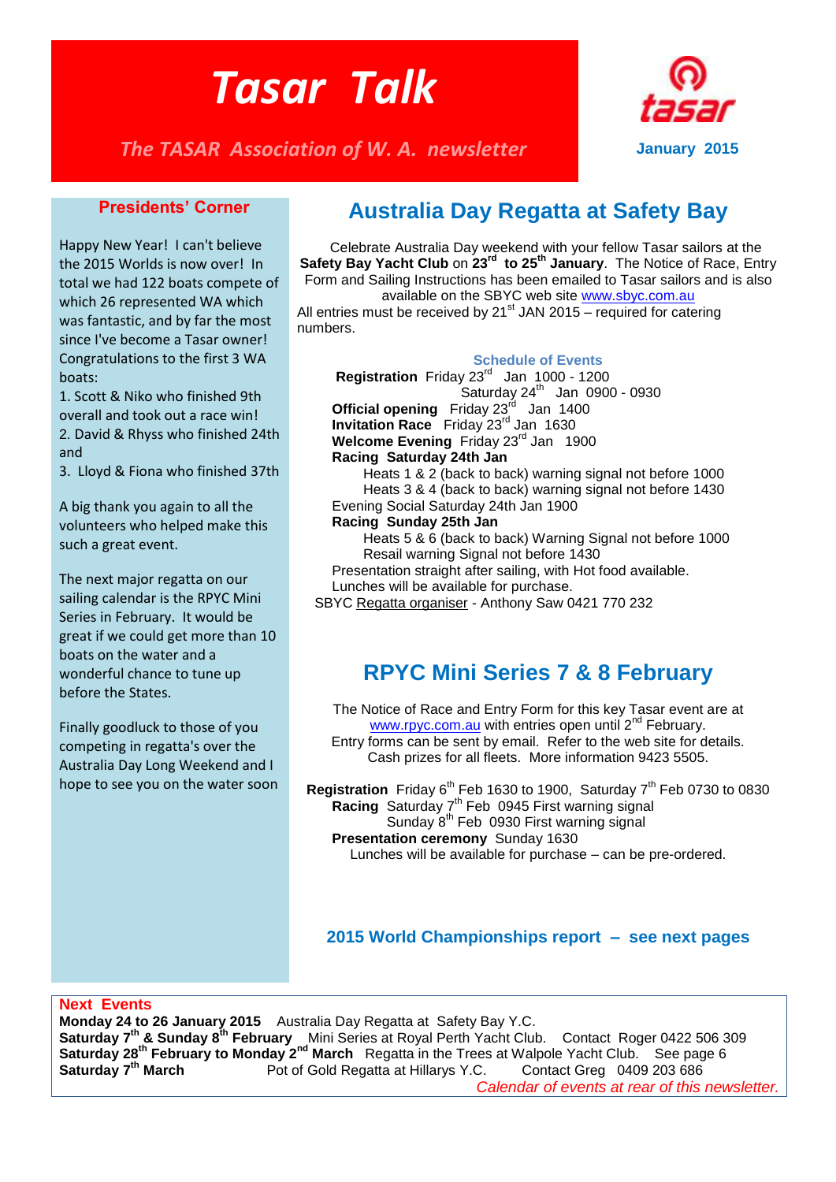# Tasar Talk

*The TASAR Association of W. A. newsletter*

tasar

**January 2015**

## Presidents' Corner

Happy New Year! I can't believe the 2015 Worlds is now over! In total we had 122 boats compete of which 26 represented WA which was fantastic, and by far the most since I've become a Tasar owner! Congratulations to the first 3 WA boats:

1. Scott & Niko who finished 9th overall and took out a race win!
2. David & Rhyss who finished 24th and
3. Lloyd & Fiona who finished 37th

A big thank you again to all the volunteers who helped make this such a great event.

The next major regatta on our sailing calendar is the RPYC Mini Series in February. It would be great if we could get more than 10 boats on the water and a wonderful chance to tune up before the States.

Finally goodluck to those of you competing in regatta's over the Australia Day Long Weekend and I hope to see you on the water soon

## Australia Day Regatta at Safety Bay

Celebrate Australia Day weekend with your fellow Tasar sailors at the **Safety Bay Yacht Club** on **23rd to 25th January**. The Notice of Race, Entry Form and Sailing Instructions has been emailed to Tasar sailors and is also available on the SBYC web site www.sbyc.com.au

All entries must be received by 21st JAN 2015 – required for catering numbers.

### Schedule of Events

**Registration** Friday 23rd Jan 1000 - 1200
Saturday 24th Jan 0900 - 0930
**Official opening** Friday 23rd Jan 1400
**Invitation Race** Friday 23rd Jan 1630
**Welcome Evening** Friday 23rd Jan 1900
**Racing Saturday 24th Jan**
Heats 1 & 2 (back to back) warning signal not before 1000
Heats 3 & 4 (back to back) warning signal not before 1430
Evening Social Saturday 24th Jan 1900
**Racing Sunday 25th Jan**
Heats 5 & 6 (back to back) Warning Signal not before 1000
Resail warning Signal not before 1430
Presentation straight after sailing, with Hot food available.
Lunches will be available for purchase.
SBYC Regatta organiser - Anthony Saw 0421 770 232

## RPYC Mini Series 7 & 8 February

The Notice of Race and Entry Form for this key Tasar event are at www.rpyc.com.au with entries open until 2nd February.
Entry forms can be sent by email. Refer to the web site for details.
Cash prizes for all fleets. More information 9423 5505.

**Registration** Friday 6th Feb 1630 to 1900, Saturday 7th Feb 0730 to 0830
**Racing** Saturday 7th Feb 0945 First warning signal
Sunday 8th Feb 0930 First warning signal
**Presentation ceremony** Sunday 1630
Lunches will be available for purchase – can be pre-ordered.

**2015 World Championships report – see next pages**

### Next Events

**Monday 24 to 26 January 2015** Australia Day Regatta at Safety Bay Y.C.
**Saturday 7th & Sunday 8th February** Mini Series at Royal Perth Yacht Club. Contact Roger 0422 506 309
**Saturday 28th February to Monday 2nd March** Regatta in the Trees at Walpole Yacht Club. See page 6
**Saturday 7th March** Pot of Gold Regatta at Hillarys Y.C. Contact Greg 0409 203 686

*Calendar of events at rear of this newsletter.*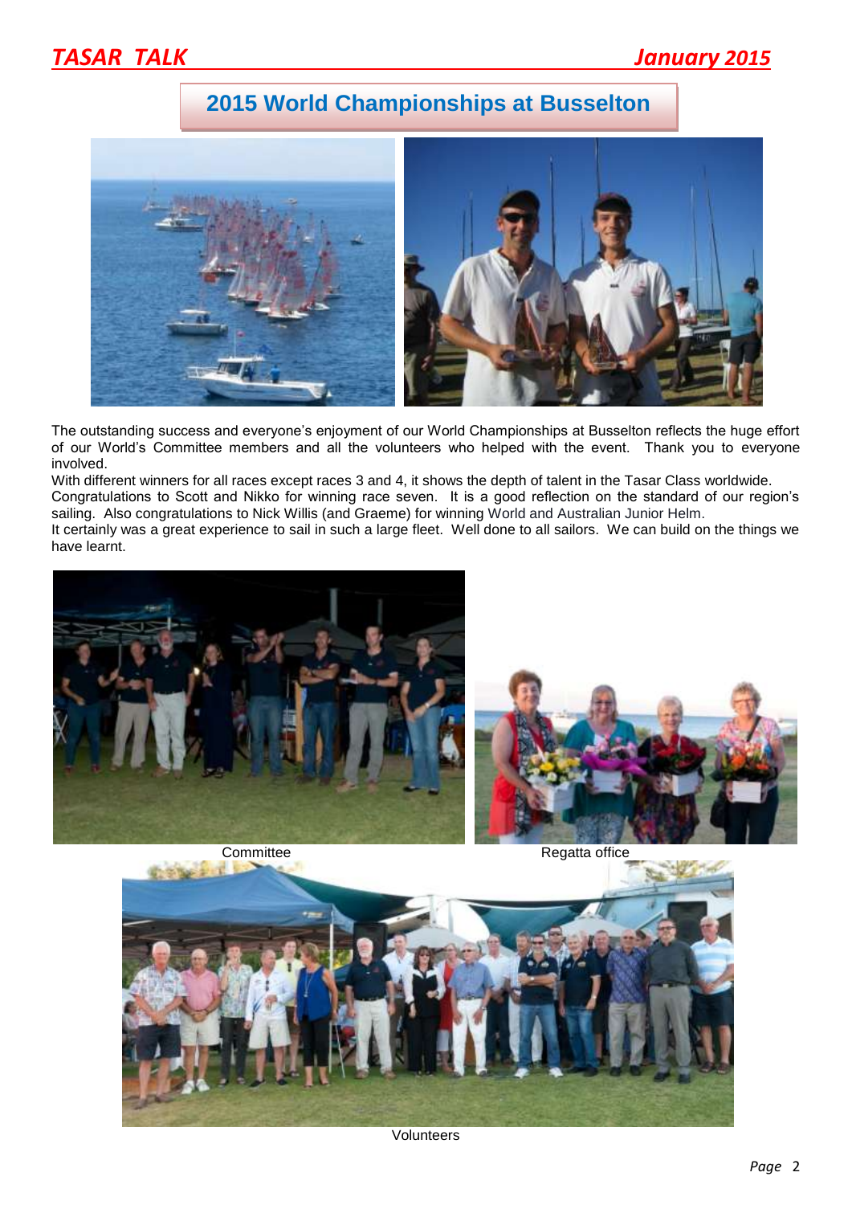## 2015 World Championships at Busselton

The outstanding success and everyone's enjoyment of our World Championships at Busselton reflects the huge effort of our World's Committee members and all the volunteers who helped with the event. Thank you to everyone involved.

With different winners for all races except races 3 and 4, it shows the depth of talent in the Tasar Class worldwide.

Congratulations to Scott and Nikko for winning race seven. It is a good reflection on the standard of our region's sailing. Also congratulations to Nick Willis (and Graeme) for winning World and Australian Junior Helm.

It certainly was a great experience to sail in such a large fleet. Well done to all sailors. We can build on the things we have learnt.

Committee

Regatta office

Volunteers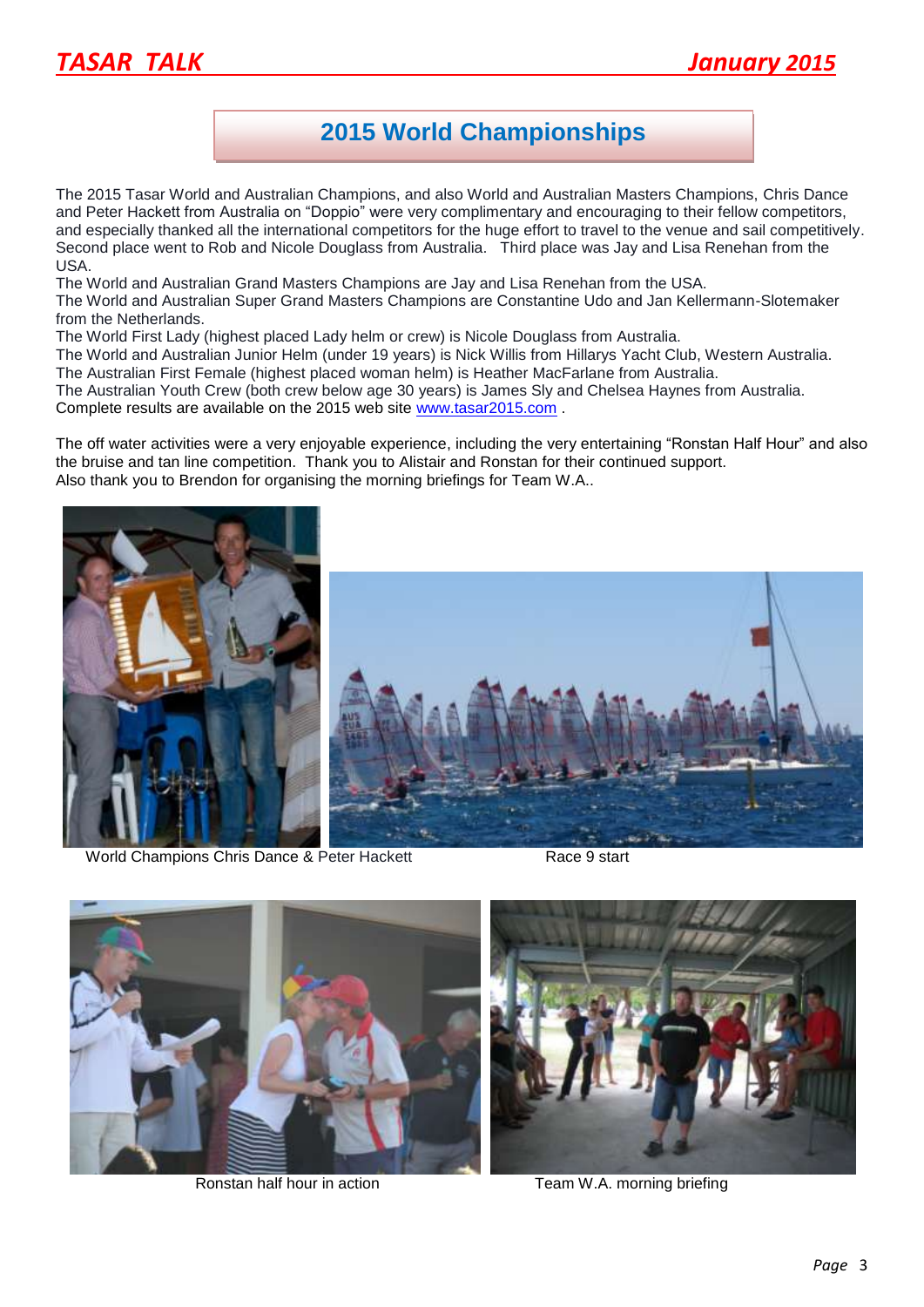## 2015 World Championships

The 2015 Tasar World and Australian Champions, and also World and Australian Masters Champions, Chris Dance and Peter Hackett from Australia on "Doppio" were very complimentary and encouraging to their fellow competitors, and especially thanked all the international competitors for the huge effort to travel to the venue and sail competitively. Second place went to Rob and Nicole Douglass from Australia. Third place was Jay and Lisa Renehan from the USA.

The World and Australian Grand Masters Champions are Jay and Lisa Renehan from the USA.

The World and Australian Super Grand Masters Champions are Constantine Udo and Jan Kellermann-Slotemaker from the Netherlands.

The World First Lady (highest placed Lady helm or crew) is Nicole Douglass from Australia.

The World and Australian Junior Helm (under 19 years) is Nick Willis from Hillarys Yacht Club, Western Australia.

The Australian First Female (highest placed woman helm) is Heather MacFarlane from Australia.

The Australian Youth Crew (both crew below age 30 years) is James Sly and Chelsea Haynes from Australia.

Complete results are available on the 2015 web site www.tasar2015.com .

The off water activities were a very enjoyable experience, including the very entertaining "Ronstan Half Hour" and also the bruise and tan line competition. Thank you to Alistair and Ronstan for their continued support.

Also thank you to Brendon for organising the morning briefings for Team W.A..

World Champions Chris Dance & Peter Hackett

Race 9 start

Ronstan half hour in action

Team W.A. morning briefing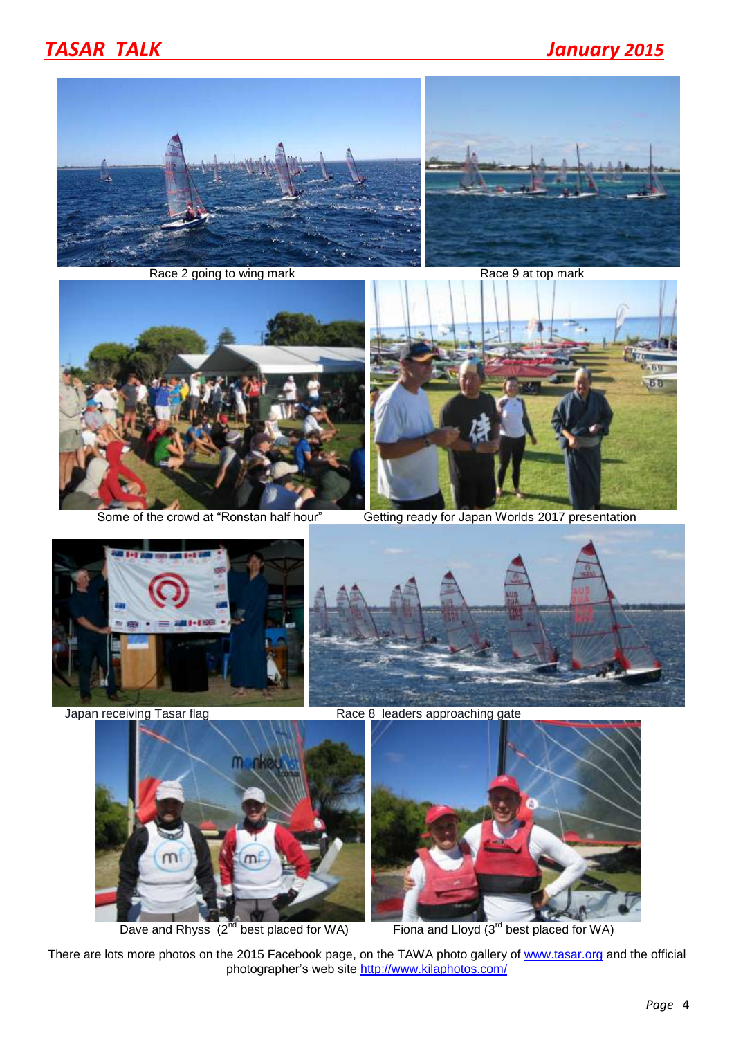Race 2 going to wing mark

Race 9 at top mark

Some of the crowd at "Ronstan half hour"

Getting ready for Japan Worlds 2017 presentation

Japan receiving Tasar flag

Race 8 leaders approaching gate

Dave and Rhyss (2nd best placed for WA)

Fiona and Lloyd (3rd best placed for WA)

There are lots more photos on the 2015 Facebook page, on the TAWA photo gallery of [www.tasar.org](http://www.tasar.org) and the official photographer's web site [http://www.kilaphotos.com/](http://www.kilaphotos.com/)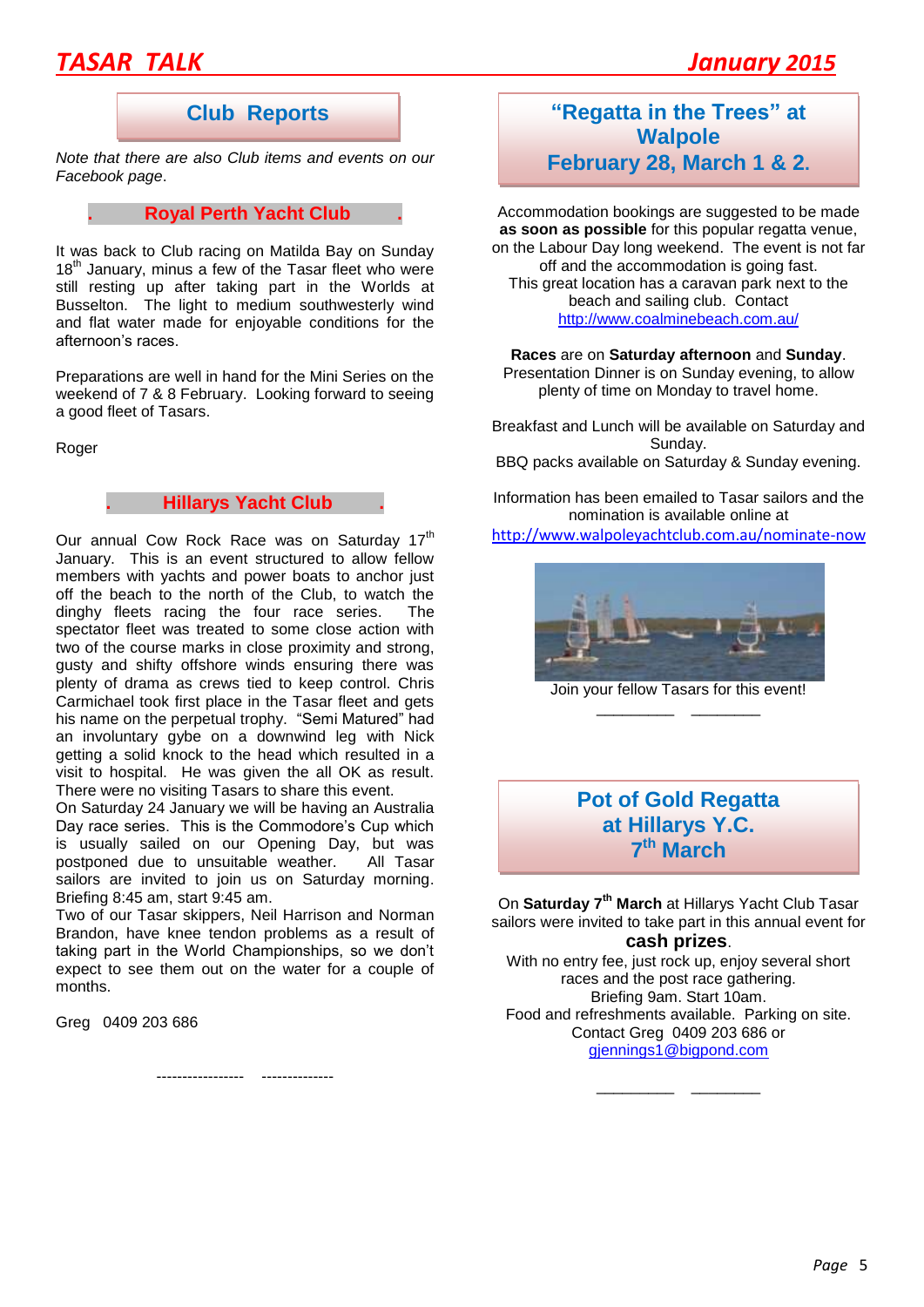## Club Reports

*Note that there are also Club items and events on our Facebook page*.

### Royal Perth Yacht Club

It was back to Club racing on Matilda Bay on Sunday 18th January, minus a few of the Tasar fleet who were still resting up after taking part in the Worlds at Busselton. The light to medium southwesterly wind and flat water made for enjoyable conditions for the afternoon's races.

Preparations are well in hand for the Mini Series on the weekend of 7 & 8 February. Looking forward to seeing a good fleet of Tasars.

Roger

### Hillarys Yacht Club

Our annual Cow Rock Race was on Saturday 17th January. This is an event structured to allow fellow members with yachts and power boats to anchor just off the beach to the north of the Club, to watch the dinghy fleets racing the four race series. The spectator fleet was treated to some close action with two of the course marks in close proximity and strong, gusty and shifty offshore winds ensuring there was plenty of drama as crews tied to keep control. Chris Carmichael took first place in the Tasar fleet and gets his name on the perpetual trophy. "Semi Matured" had an involuntary gybe on a downwind leg with Nick getting a solid knock to the head which resulted in a visit to hospital. He was given the all OK as result. There were no visiting Tasars to share this event.

On Saturday 24 January we will be having an Australia Day race series. This is the Commodore's Cup which is usually sailed on our Opening Day, but was postponed due to unsuitable weather. All Tasar sailors are invited to join us on Saturday morning. Briefing 8:45 am, start 9:45 am.

Two of our Tasar skippers, Neil Harrison and Norman Brandon, have knee tendon problems as a result of taking part in the World Championships, so we don't expect to see them out on the water for a couple of months.

Greg 0409 203 686

----------------- --------------

## "Regatta in the Trees" at Walpole February 28, March 1 & 2.

Accommodation bookings are suggested to be made **as soon as possible** for this popular regatta venue, on the Labour Day long weekend. The event is not far off and the accommodation is going fast.
This great location has a caravan park next to the beach and sailing club. Contact
http://www.coalminebeach.com.au/

**Races** are on **Saturday afternoon** and **Sunday**.
Presentation Dinner is on Sunday evening, to allow plenty of time on Monday to travel home.

Breakfast and Lunch will be available on Saturday and Sunday.
BBQ packs available on Saturday & Sunday evening.

Information has been emailed to Tasar sailors and the nomination is available online at
http://www.walpoleyachtclub.com.au/nominate-now

Join your fellow Tasars for this event!

\_\_\_\_\_\_\_\_\_ \_\_\_\_\_\_\_\_

## Pot of Gold Regatta at Hillarys Y.C. 7th March

On **Saturday 7th March** at Hillarys Yacht Club Tasar sailors were invited to take part in this annual event for **cash prizes**.
With no entry fee, just rock up, enjoy several short races and the post race gathering.
Briefing 9am. Start 10am.
Food and refreshments available. Parking on site.
Contact Greg 0409 203 686 or
gjennings1@bigpond.com

\_\_\_\_\_\_\_\_\_ \_\_\_\_\_\_\_\_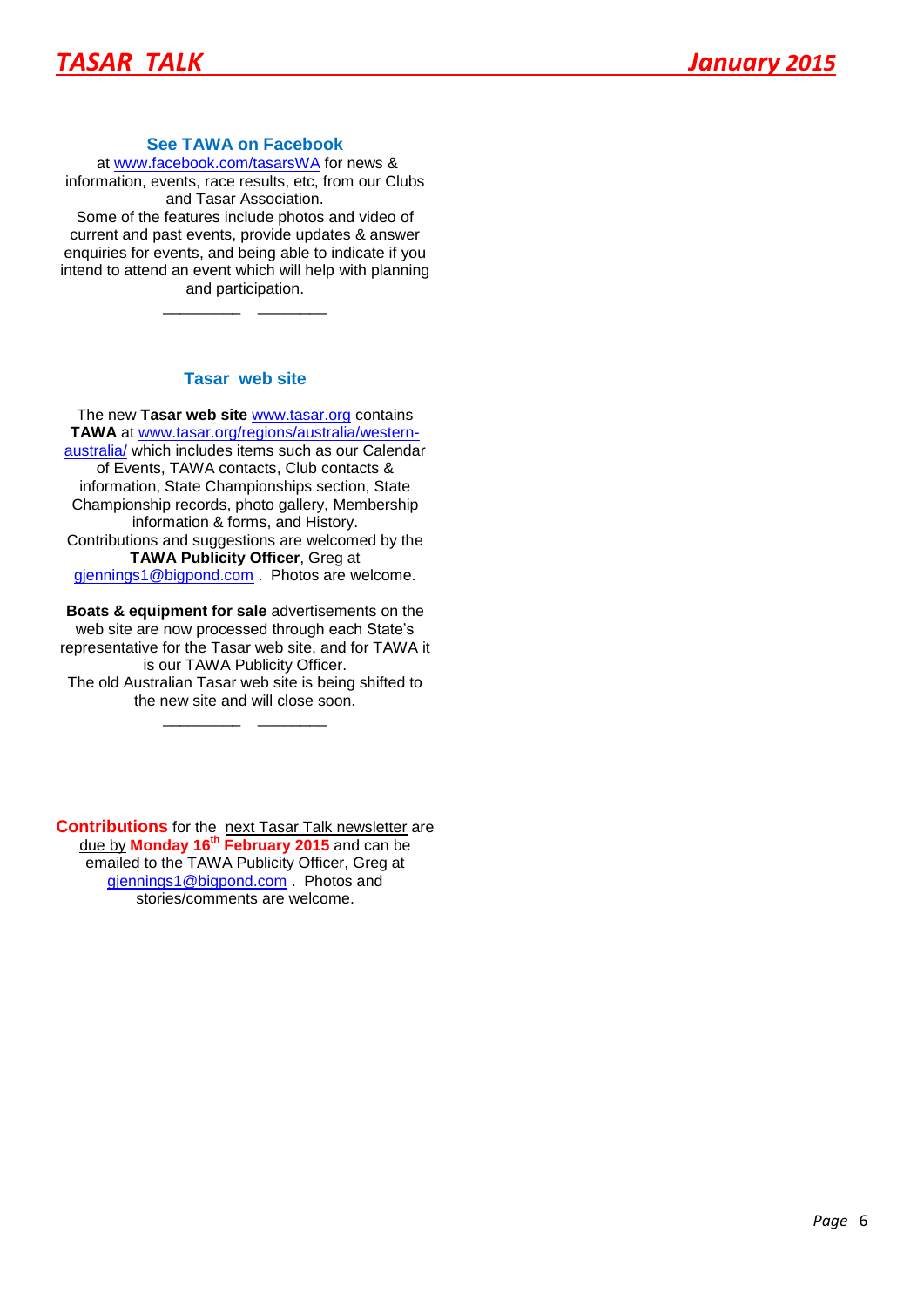## See TAWA on Facebook

at www.facebook.com/tasarsWA for news & information, events, race results, etc, from our Clubs and Tasar Association.
Some of the features include photos and video of current and past events, provide updates & answer enquiries for events, and being able to indicate if you intend to attend an event which will help with planning and participation.

\_\_\_\_\_\_\_\_\_ \_\_\_\_\_\_\_\_

## Tasar web site

The new **Tasar web site** www.tasar.org contains **TAWA** at www.tasar.org/regions/australia/western-australia/ which includes items such as our Calendar of Events, TAWA contacts, Club contacts & information, State Championships section, State Championship records, photo gallery, Membership information & forms, and History.
Contributions and suggestions are welcomed by the **TAWA Publicity Officer**, Greg at gjennings1@bigpond.com . Photos are welcome.

**Boats & equipment for sale** advertisements on the web site are now processed through each State's representative for the Tasar web site, and for TAWA it is our TAWA Publicity Officer.
The old Australian Tasar web site is being shifted to the new site and will close soon.

\_\_\_\_\_\_\_\_\_ \_\_\_\_\_\_\_\_

**Contributions** for the next Tasar Talk newsletter are due by **Monday 16th February 2015** and can be emailed to the TAWA Publicity Officer, Greg at gjennings1@bigpond.com . Photos and stories/comments are welcome.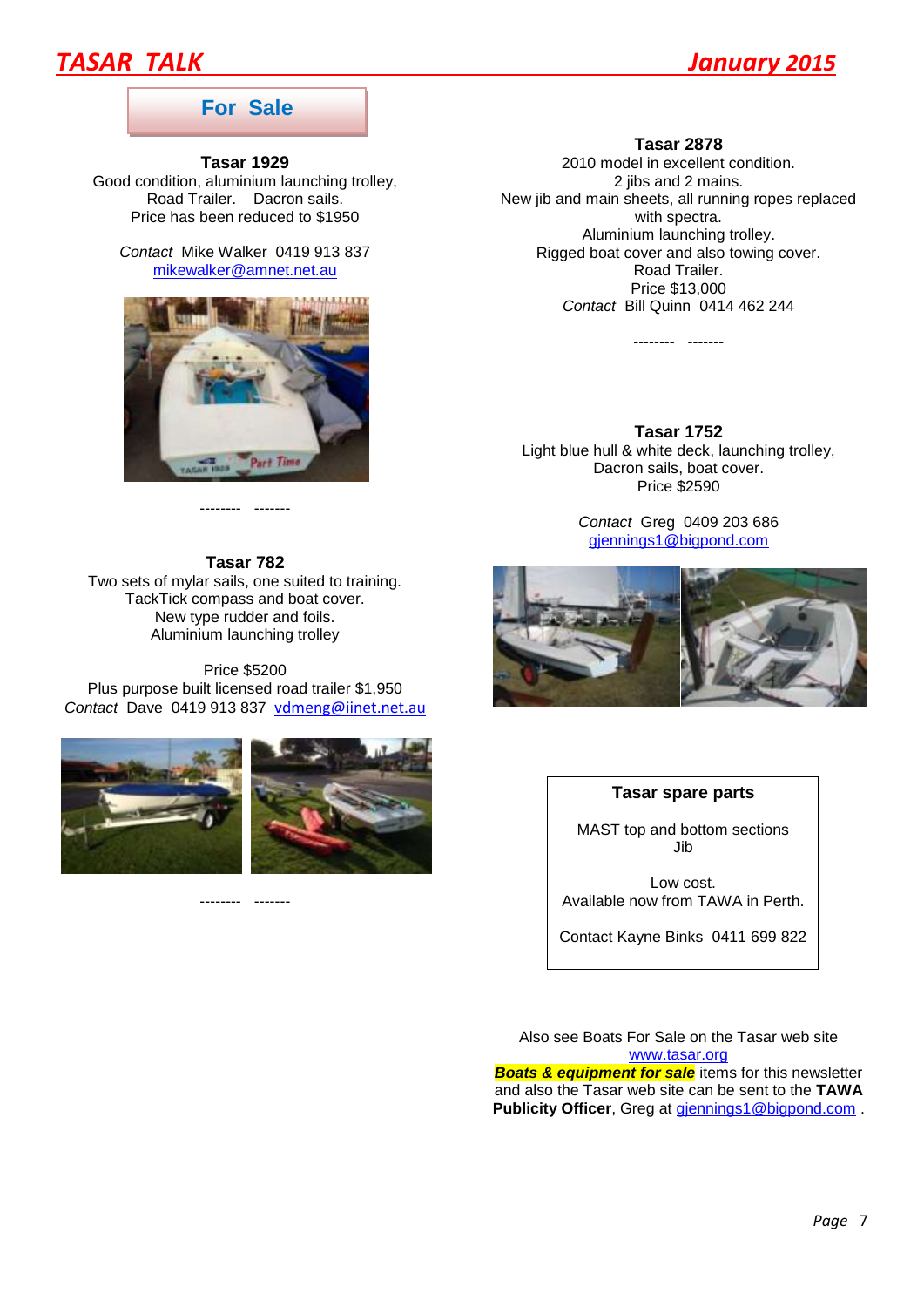## For Sale

**Tasar 1929**
Good condition, aluminium launching trolley,
Road Trailer. Dacron sails.
Price has been reduced to $1950

*Contact* Mike Walker 0419 913 837
mikewalker@amnet.net.au

-------- -------

**Tasar 782**
Two sets of mylar sails, one suited to training.
TackTick compass and boat cover.
New type rudder and foils.
Aluminium launching trolley

Price $5200
Plus purpose built licensed road trailer $1,950
*Contact* Dave 0419 913 837 vdmeng@iinet.net.au

-------- -------

**Tasar 2878**
2010 model in excellent condition.
2 jibs and 2 mains.
New jib and main sheets, all running ropes replaced with spectra.
Aluminium launching trolley.
Rigged boat cover and also towing cover.
Road Trailer.
Price $13,000
*Contact* Bill Quinn 0414 462 244

-------- -------

**Tasar 1752**
Light blue hull & white deck, launching trolley,
Dacron sails, boat cover.
Price $2590

*Contact* Greg 0409 203 686
gjennings1@bigpond.com

**Tasar spare parts**

MAST top and bottom sections
Jib

Low cost.
Available now from TAWA in Perth.

Contact Kayne Binks 0411 699 822

Also see Boats For Sale on the Tasar web site
www.tasar.org
***Boats & equipment for sale*** items for this newsletter and also the Tasar web site can be sent to the **TAWA Publicity Officer**, Greg at gjennings1@bigpond.com .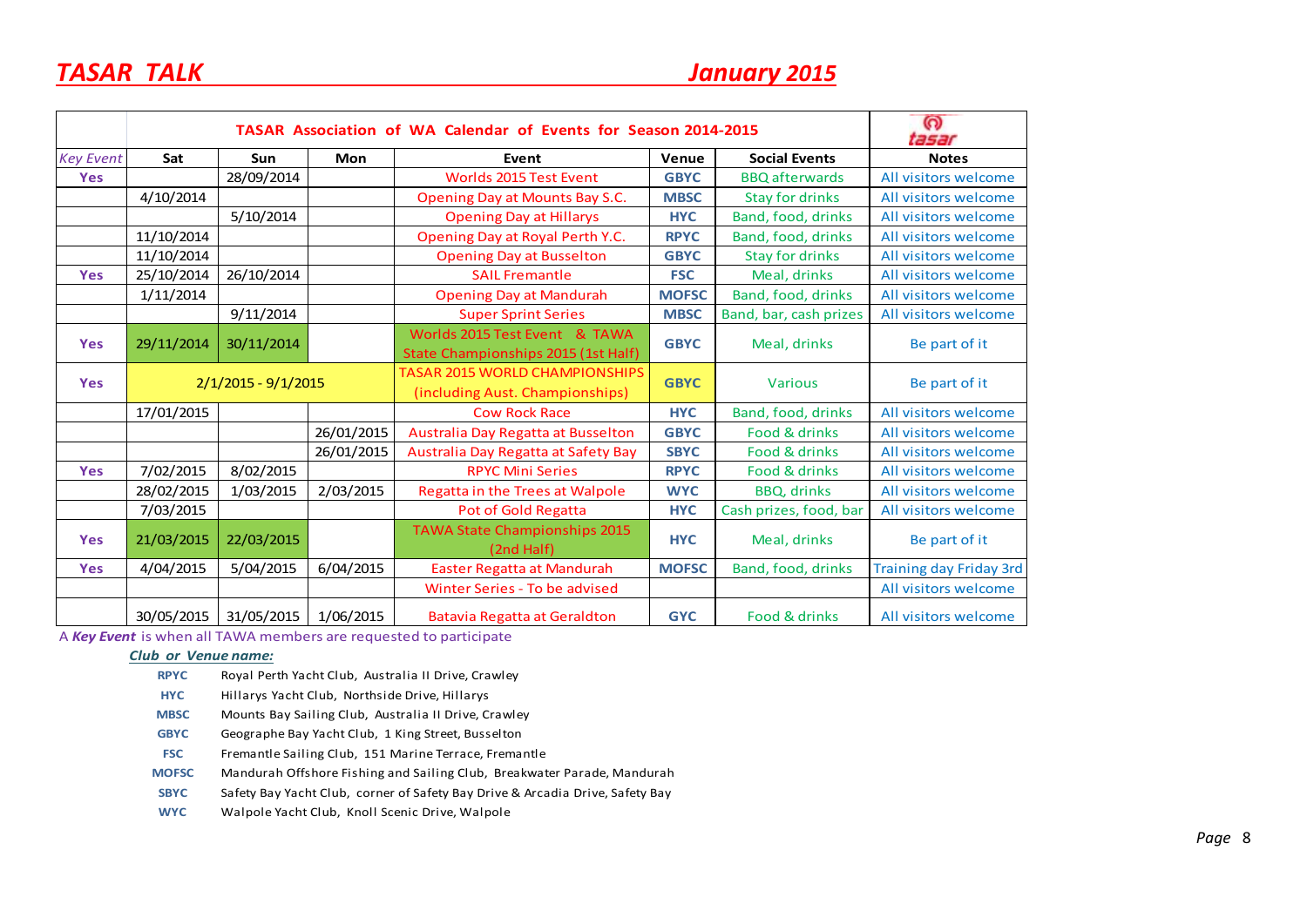*TASAR TALK* *January 2015*

| Key Event | Sat | Sun | Mon | Event | Venue | Social Events | Notes |
|---|---|---|---|---|---|---|---|
| | **TASAR Association of WA Calendar of Events for Season 2014-2015** | | | | | | tasar |
| Yes | | 28/09/2014 | | Worlds 2015 Test Event | GBYC | BBQ afterwards | All visitors welcome |
| | 4/10/2014 | | | Opening Day at Mounts Bay S.C. | MBSC | Stay for drinks | All visitors welcome |
| | | 5/10/2014 | | Opening Day at Hillarys | HYC | Band, food, drinks | All visitors welcome |
| | 11/10/2014 | | | Opening Day at Royal Perth Y.C. | RPYC | Band, food, drinks | All visitors welcome |
| | 11/10/2014 | | | Opening Day at Busselton | GBYC | Stay for drinks | All visitors welcome |
| Yes | 25/10/2014 | 26/10/2014 | | SAIL Fremantle | FSC | Meal, drinks | All visitors welcome |
| | 1/11/2014 | | | Opening Day at Mandurah | MOFSC | Band, food, drinks | All visitors welcome |
| | | 9/11/2014 | | Super Sprint Series | MBSC | Band, bar, cash prizes | All visitors welcome |
| Yes | 29/11/2014 | 30/11/2014 | | Worlds 2015 Test Event & TAWA State Championships 2015 (1st Half) | GBYC | Meal, drinks | Be part of it |
| Yes | 2/1/2015 - 9/1/2015 | | | TASAR 2015 WORLD CHAMPIONSHIPS (including Aust. Championships) | GBYC | Various | Be part of it |
| | 17/01/2015 | | | Cow Rock Race | HYC | Band, food, drinks | All visitors welcome |
| | | | 26/01/2015 | Australia Day Regatta at Busselton | GBYC | Food & drinks | All visitors welcome |
| | | | 26/01/2015 | Australia Day Regatta at Safety Bay | SBYC | Food & drinks | All visitors welcome |
| Yes | 7/02/2015 | 8/02/2015 | | RPYC Mini Series | RPYC | Food & drinks | All visitors welcome |
| | 28/02/2015 | 1/03/2015 | 2/03/2015 | Regatta in the Trees at Walpole | WYC | BBQ, drinks | All visitors welcome |
| | 7/03/2015 | | | Pot of Gold Regatta | HYC | Cash prizes, food, bar | All visitors welcome |
| Yes | 21/03/2015 | 22/03/2015 | | TAWA State Championships 2015 (2nd Half) | HYC | Meal, drinks | Be part of it |
| Yes | 4/04/2015 | 5/04/2015 | 6/04/2015 | Easter Regatta at Mandurah | MOFSC | Band, food, drinks | Training day Friday 3rd |
| | | | | Winter Series - To be advised | | | All visitors welcome |
| | 30/05/2015 | 31/05/2015 | 1/06/2015 | Batavia Regatta at Geraldton | GYC | Food & drinks | All visitors welcome |

A ***Key Event*** is when all TAWA members are requested to participate

***Club or Venue name:***

- **RPYC** Royal Perth Yacht Club, Australia II Drive, Crawley
- **HYC** Hillarys Yacht Club, Northside Drive, Hillarys
- **MBSC** Mounts Bay Sailing Club, Australia II Drive, Crawley
- **GBYC** Geographe Bay Yacht Club, 1 King Street, Busselton
- **FSC** Fremantle Sailing Club, 151 Marine Terrace, Fremantle
- **MOFSC** Mandurah Offshore Fishing and Sailing Club, Breakwater Parade, Mandurah
- **SBYC** Safety Bay Yacht Club, corner of Safety Bay Drive & Arcadia Drive, Safety Bay
- **WYC** Walpole Yacht Club, Knoll Scenic Drive, Walpole